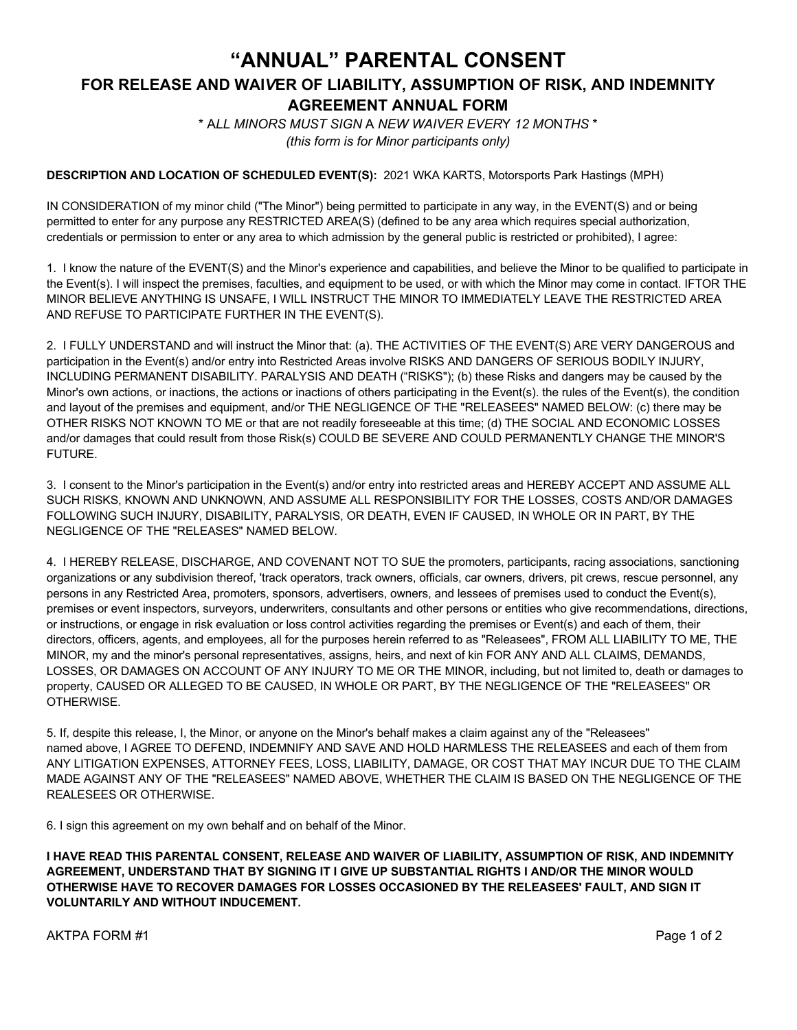# "ANNUAL" PARENTAL CONSENT

## FOR RELEASE AND WAIVER OF LIABILITY, ASSUMPTION OF RISK, AND INDEMNITY AGREEMENT ANNUAL FORM

*\* ALL MINORS MUST SIGN A NEW WAIVER EVERY 12 MONTHS \**

*(this form is for Minor participants only)*

**DESCRIPTION AND LOCATION OF SCHEDULED EVENT(S):** 2021 WKA KARTS, Motorsports Park Hastings (MPH)

IN CONSIDERATION of my minor child ("The Minor") being permitted to participate in any way, in the EVENT(S) and or being permitted to enter for any purpose any RESTRICTED AREA(S) (defined to be any area which requires special authorization, credentials or permission to enter or any area to which admission by the general public is restricted or prohibited), I agree:

1. I know the nature of the EVENT(S) and the Minor's experience and capabilities, and believe the Minor to be qualified to participate in the Event(s). I will inspect the premises, faculties, and equipment to be used, or with which the Minor may come in contact. IFTOR THE MINOR BELIEVE ANYTHING IS UNSAFE, I WILL INSTRUCT THE MINOR TO IMMEDIATELY LEAVE THE RESTRICTED AREA AND REFUSE TO PARTICIPATE FURTHER IN THE EVENT(S).

2. I FULLY UNDERSTAND and will instruct the Minor that: (a). THE ACTIVITIES OF THE EVENT(S) ARE VERY DANGEROUS and participation in the Event(s) and/or entry into Restricted Areas involve RISKS AND DANGERS OF SERIOUS BODILY INJURY, INCLUDING PERMANENT DISABILITY. PARALYSIS AND DEATH ("RISKS"); (b) these Risks and dangers may be caused by the Minor's own actions, or inactions, the actions or inactions of others participating in the Event(s). the rules of the Event(s), the condition and layout of the premises and equipment, and/or THE NEGLIGENCE OF THE "RELEASEES" NAMED BELOW: (c) there may be OTHER RISKS NOT KNOWN TO ME or that are not readily foreseeable at this time; (d) THE SOCIAL AND ECONOMIC LOSSES and/or damages that could result from those Risk(s) COULD BE SEVERE AND COULD PERMANENTLY CHANGE THE MINOR'S FUTURE.

3. I consent to the Minor's participation in the Event(s) and/or entry into restricted areas and HEREBY ACCEPT AND ASSUME ALL SUCH RISKS, KNOWN AND UNKNOWN, AND ASSUME ALL RESPONSIBILITY FOR THE LOSSES, COSTS AND/OR DAMAGES FOLLOWING SUCH INJURY, DISABILITY, PARALYSIS, OR DEATH, EVEN IF CAUSED, IN WHOLE OR IN PART, BY THE NEGLIGENCE OF THE "RELEASES" NAMED BELOW.

4. I HEREBY RELEASE, DISCHARGE, AND COVENANT NOT TO SUE the promoters, participants, racing associations, sanctioning organizations or any subdivision thereof, 'track operators, track owners, officials, car owners, drivers, pit crews, rescue personnel, any persons in any Restricted Area, promoters, sponsors, advertisers, owners, and lessees of premises used to conduct the Event(s), premises or event inspectors, surveyors, underwriters, consultants and other persons or entities who give recommendations, directions, or instructions, or engage in risk evaluation or loss control activities regarding the premises or Event(s) and each of them, their directors, officers, agents, and employees, all for the purposes herein referred to as "Releasees", FROM ALL LIABILITY TO ME, THE MINOR, my and the minor's personal representatives, assigns, heirs, and next of kin FOR ANY AND ALL CLAIMS, DEMANDS, LOSSES, OR DAMAGES ON ACCOUNT OF ANY INJURY TO ME OR THE MINOR, including, but not limited to, death or damages to property, CAUSED OR ALLEGED TO BE CAUSED, IN WHOLE OR PART, BY THE NEGLIGENCE OF THE "RELEASEES" OR OTHERWISE.

5. If, despite this release, I, the Minor, or anyone on the Minor's behalf makes a claim against any of the "Releasees" named above, I AGREE TO DEFEND, INDEMNIFY AND SAVE AND HOLD HARMLESS THE RELEASEES and each of them from ANY LITIGATION EXPENSES, ATTORNEY FEES, LOSS, LIABILITY, DAMAGE, OR COST THAT MAY INCUR DUE TO THE CLAIM MADE AGAINST ANY OF THE "RELEASEES" NAMED ABOVE, WHETHER THE CLAIM IS BASED ON THE NEGLIGENCE OF THE REALESEES OR OTHERWISE.

6. I sign this agreement on my own behalf and on behalf of the Minor.

**I HAVE READ THIS PARENTAL CONSENT, RELEASE AND WAIVER OF LIABILITY, ASSUMPTION OF RISK, AND INDEMNITY AGREEMENT, UNDERSTAND THAT BY SIGNING IT I GIVE UP SUBSTANTIAL RIGHTS I AND/OR THE MINOR WOULD OTHERWISE HAVE TO RECOVER DAMAGES FOR LOSSES OCCASIONED BY THE RELEASEES' FAULT, AND SIGN IT VOLUNTARILY AND WITHOUT INDUCEMENT.**

AKTPA FORM #1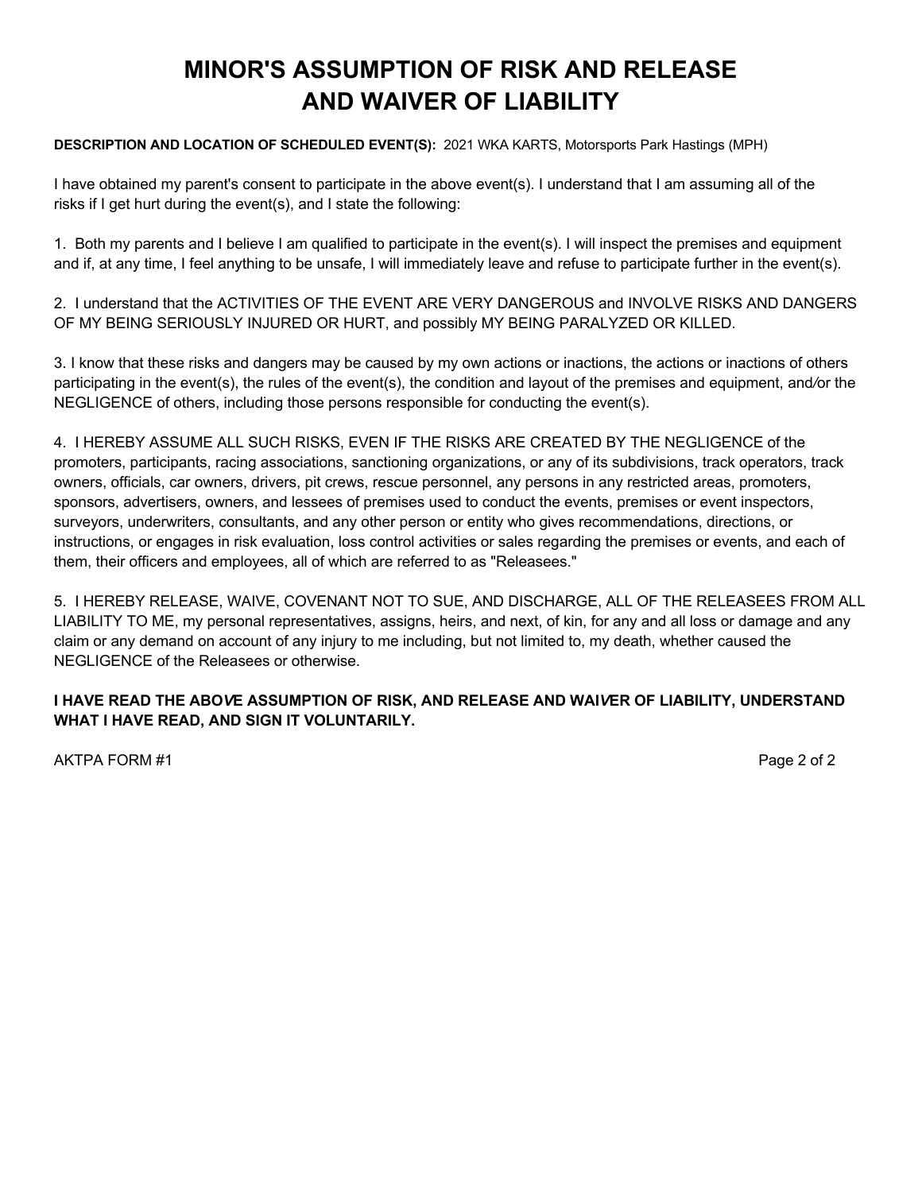# MINOR'S ASSUMPTION OF RISK AND RELEASE AND WAIVER OF LIABILITY

**DESCRIPTION AND LOCATION OF SCHEDULED EVENT(S):** 2021 WKA KARTS, Motorsports Park Hastings (MPH)

I have obtained my parent's consent to participate in the above event(s). I understand that I am assuming all of the risks if I get hurt during the event(s), and I state the following:

1. Both my parents and I believe I am qualified to participate in the event(s). I will inspect the premises and equipment and if, at any time, I feel anything to be unsafe, I will immediately leave and refuse to participate further in the event(s).

2. I understand that the ACTIVITIES OF THE EVENT ARE VERY DANGEROUS and INVOLVE RISKS AND DANGERS OF MY BEING SERIOUSLY INJURED OR HURT, and possibly MY BEING PARALYZED OR KILLED.

3. I know that these risks and dangers may be caused by my own actions or inactions, the actions or inactions of others participating in the event(s), the rules of the event(s), the condition and layout of the premises and equipment, and/or the NEGLIGENCE of others, including those persons responsible for conducting the event(s).

4. I HEREBY ASSUME ALL SUCH RISKS, EVEN IF THE RISKS ARE CREATED BY THE NEGLIGENCE of the promoters, participants, racing associations, sanctioning organizations, or any of its subdivisions, track operators, track owners, officials, car owners, drivers, pit crews, rescue personnel, any persons in any restricted areas, promoters, sponsors, advertisers, owners, and lessees of premises used to conduct the events, premises or event inspectors, surveyors, underwriters, consultants, and any other person or entity who gives recommendations, directions, or instructions, or engages in risk evaluation, loss control activities or sales regarding the premises or events, and each of them, their officers and employees, all of which are referred to as "Releasees."

5. I HEREBY RELEASE, WAIVE, COVENANT NOT TO SUE, AND DISCHARGE, ALL OF THE RELEASEES FROM ALL LIABILITY TO ME, my personal representatives, assigns, heirs, and next, of kin, for any and all loss or damage and any claim or any demand on account of any injury to me including, but not limited to, my death, whether caused the NEGLIGENCE of the Releasees or otherwise.

**I HAVE READ THE ABOVE ASSUMPTION OF RISK, AND RELEASE AND WAIVER OF LIABILITY, UNDERSTAND WHAT I HAVE READ, AND SIGN IT VOLUNTARILY.**

AKTPA FORM #1